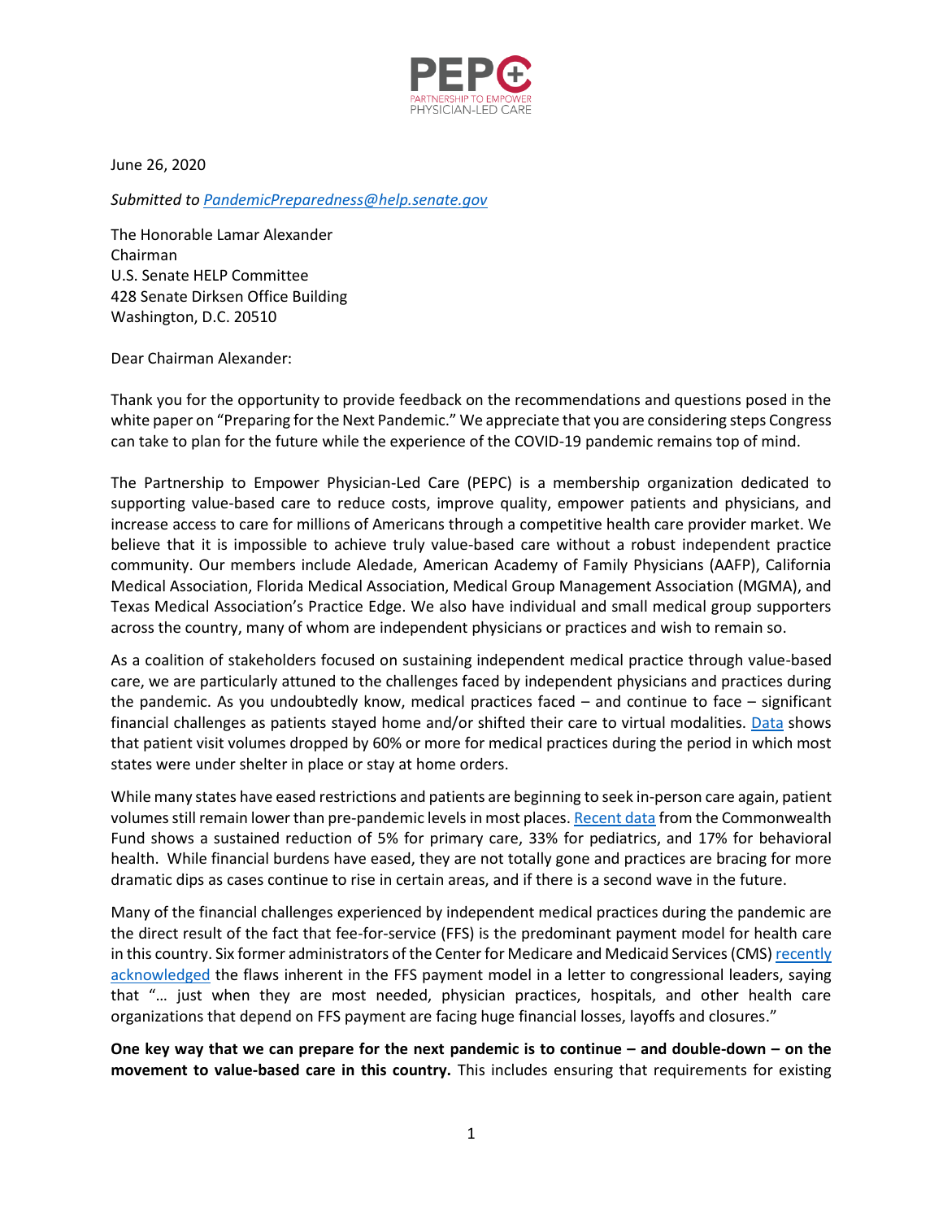PEPC
PARTNERSHIP TO EMPOWER PHYSICIAN-LED CARE

June 26, 2020

*Submitted to [PandemicPreparedness@help.senate.gov](mailto:PandemicPreparedness@help.senate.gov)*

The Honorable Lamar Alexander
Chairman
U.S. Senate HELP Committee
428 Senate Dirksen Office Building
Washington, D.C. 20510

Dear Chairman Alexander:

Thank you for the opportunity to provide feedback on the recommendations and questions posed in the white paper on "Preparing for the Next Pandemic." We appreciate that you are considering steps Congress can take to plan for the future while the experience of the COVID-19 pandemic remains top of mind.

The Partnership to Empower Physician-Led Care (PEPC) is a membership organization dedicated to supporting value-based care to reduce costs, improve quality, empower patients and physicians, and increase access to care for millions of Americans through a competitive health care provider market. We believe that it is impossible to achieve truly value-based care without a robust independent practice community. Our members include Aledade, American Academy of Family Physicians (AAFP), California Medical Association, Florida Medical Association, Medical Group Management Association (MGMA), and Texas Medical Association's Practice Edge. We also have individual and small medical group supporters across the country, many of whom are independent physicians or practices and wish to remain so.

As a coalition of stakeholders focused on sustaining independent medical practice through value-based care, we are particularly attuned to the challenges faced by independent physicians and practices during the pandemic. As you undoubtedly know, medical practices faced – and continue to face – significant financial challenges as patients stayed home and/or shifted their care to virtual modalities. Data shows that patient visit volumes dropped by 60% or more for medical practices during the period in which most states were under shelter in place or stay at home orders.

While many states have eased restrictions and patients are beginning to seek in-person care again, patient volumes still remain lower than pre-pandemic levels in most places. Recent data from the Commonwealth Fund shows a sustained reduction of 5% for primary care, 33% for pediatrics, and 17% for behavioral health. While financial burdens have eased, they are not totally gone and practices are bracing for more dramatic dips as cases continue to rise in certain areas, and if there is a second wave in the future.

Many of the financial challenges experienced by independent medical practices during the pandemic are the direct result of the fact that fee-for-service (FFS) is the predominant payment model for health care in this country. Six former administrators of the Center for Medicare and Medicaid Services (CMS) recently acknowledged the flaws inherent in the FFS payment model in a letter to congressional leaders, saying that "… just when they are most needed, physician practices, hospitals, and other health care organizations that depend on FFS payment are facing huge financial losses, layoffs and closures."

**One key way that we can prepare for the next pandemic is to continue – and double-down – on the movement to value-based care in this country.** This includes ensuring that requirements for existing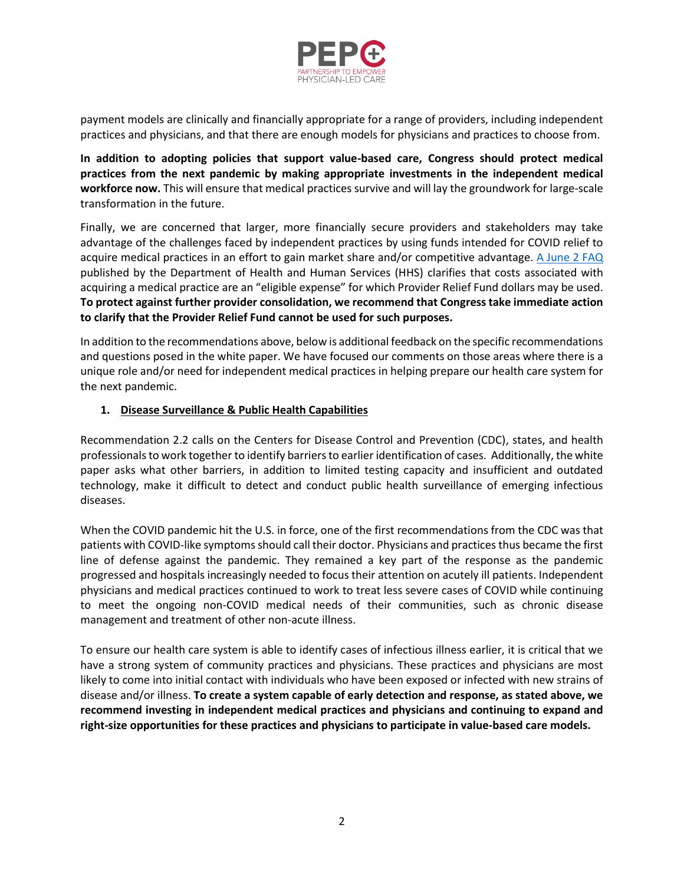payment models are clinically and financially appropriate for a range of providers, including independent practices and physicians, and that there are enough models for physicians and practices to choose from.

**In addition to adopting policies that support value-based care, Congress should protect medical practices from the next pandemic by making appropriate investments in the independent medical workforce now.** This will ensure that medical practices survive and will lay the groundwork for large-scale transformation in the future.

Finally, we are concerned that larger, more financially secure providers and stakeholders may take advantage of the challenges faced by independent practices by using funds intended for COVID relief to acquire medical practices in an effort to gain market share and/or competitive advantage. [A June 2 FAQ]() published by the Department of Health and Human Services (HHS) clarifies that costs associated with acquiring a medical practice are an "eligible expense" for which Provider Relief Fund dollars may be used. **To protect against further provider consolidation, we recommend that Congress take immediate action to clarify that the Provider Relief Fund cannot be used for such purposes.**

In addition to the recommendations above, below is additional feedback on the specific recommendations and questions posed in the white paper. We have focused our comments on those areas where there is a unique role and/or need for independent medical practices in helping prepare our health care system for the next pandemic.

1. **Disease Surveillance & Public Health Capabilities**

Recommendation 2.2 calls on the Centers for Disease Control and Prevention (CDC), states, and health professionals to work together to identify barriers to earlier identification of cases. Additionally, the white paper asks what other barriers, in addition to limited testing capacity and insufficient and outdated technology, make it difficult to detect and conduct public health surveillance of emerging infectious diseases.

When the COVID pandemic hit the U.S. in force, one of the first recommendations from the CDC was that patients with COVID-like symptoms should call their doctor. Physicians and practices thus became the first line of defense against the pandemic. They remained a key part of the response as the pandemic progressed and hospitals increasingly needed to focus their attention on acutely ill patients. Independent physicians and medical practices continued to work to treat less severe cases of COVID while continuing to meet the ongoing non-COVID medical needs of their communities, such as chronic disease management and treatment of other non-acute illness.

To ensure our health care system is able to identify cases of infectious illness earlier, it is critical that we have a strong system of community practices and physicians. These practices and physicians are most likely to come into initial contact with individuals who have been exposed or infected with new strains of disease and/or illness. **To create a system capable of early detection and response, as stated above, we recommend investing in independent medical practices and physicians and continuing to expand and right-size opportunities for these practices and physicians to participate in value-based care models.**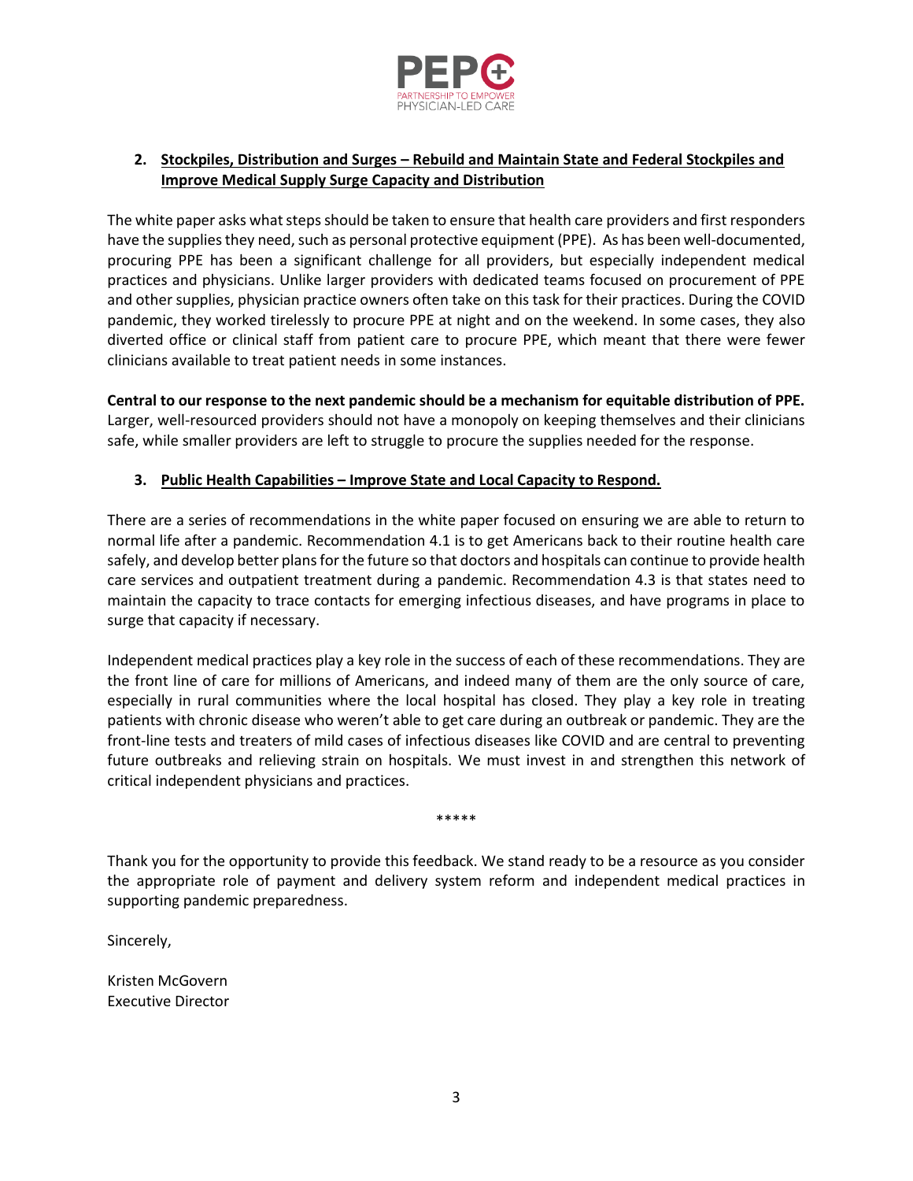**2. Stockpiles, Distribution and Surges – Rebuild and Maintain State and Federal Stockpiles and Improve Medical Supply Surge Capacity and Distribution**

The white paper asks what steps should be taken to ensure that health care providers and first responders have the supplies they need, such as personal protective equipment (PPE). As has been well-documented, procuring PPE has been a significant challenge for all providers, but especially independent medical practices and physicians. Unlike larger providers with dedicated teams focused on procurement of PPE and other supplies, physician practice owners often take on this task for their practices. During the COVID pandemic, they worked tirelessly to procure PPE at night and on the weekend. In some cases, they also diverted office or clinical staff from patient care to procure PPE, which meant that there were fewer clinicians available to treat patient needs in some instances.

**Central to our response to the next pandemic should be a mechanism for equitable distribution of PPE.** Larger, well-resourced providers should not have a monopoly on keeping themselves and their clinicians safe, while smaller providers are left to struggle to procure the supplies needed for the response.

**3. Public Health Capabilities – Improve State and Local Capacity to Respond.**

There are a series of recommendations in the white paper focused on ensuring we are able to return to normal life after a pandemic. Recommendation 4.1 is to get Americans back to their routine health care safely, and develop better plans for the future so that doctors and hospitals can continue to provide health care services and outpatient treatment during a pandemic. Recommendation 4.3 is that states need to maintain the capacity to trace contacts for emerging infectious diseases, and have programs in place to surge that capacity if necessary.

Independent medical practices play a key role in the success of each of these recommendations. They are the front line of care for millions of Americans, and indeed many of them are the only source of care, especially in rural communities where the local hospital has closed. They play a key role in treating patients with chronic disease who weren't able to get care during an outbreak or pandemic. They are the front-line tests and treaters of mild cases of infectious diseases like COVID and are central to preventing future outbreaks and relieving strain on hospitals. We must invest in and strengthen this network of critical independent physicians and practices.

*****

Thank you for the opportunity to provide this feedback. We stand ready to be a resource as you consider the appropriate role of payment and delivery system reform and independent medical practices in supporting pandemic preparedness.

Sincerely,

Kristen McGovern
Executive Director